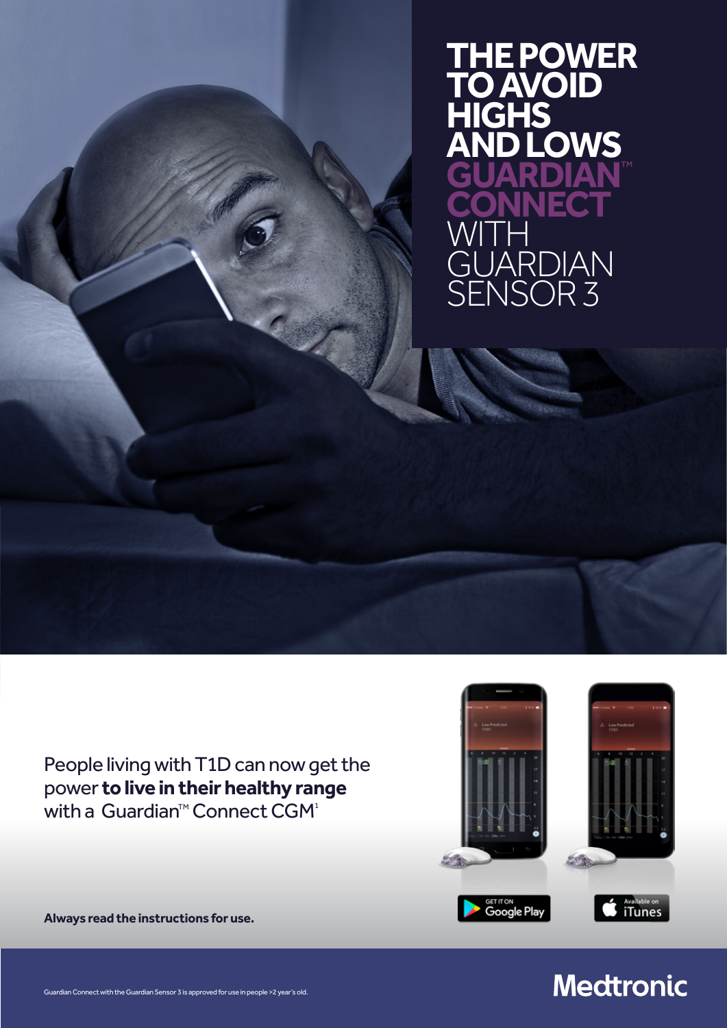# THE POWER TO AVOID HIGHS AND LOWS

## GUARDIAN™ CONNECT WITH GUARDIAN SENSOR 3

People living with T1D can now get the power **to live in their healthy range** with a Guardian™ Connect CGM[1]

**Always read the instructions for use.**

Guardian Connect with the Guardian Sensor 3 is approved for use in people >2 year's old.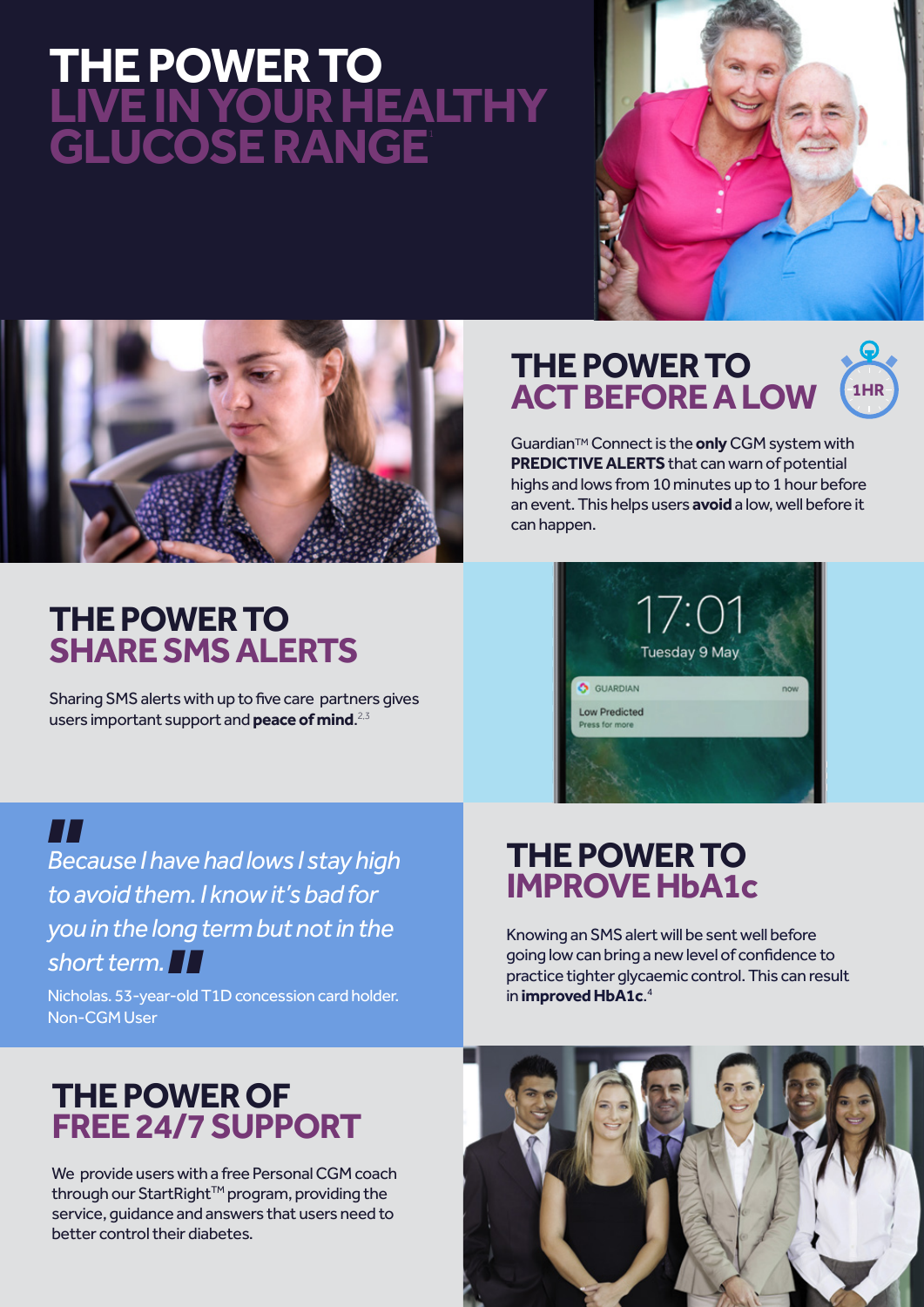# THE POWER TO LIVE IN YOUR HEALTHY GLUCOSE RANGE[1]

## THE POWER TO ACT BEFORE A LOW

1HR

Guardian™ Connect is the **only** CGM system with **PREDICTIVE ALERTS** that can warn of potential highs and lows from 10 minutes up to 1 hour before an event. This helps users **avoid** a low, well before it can happen.

## THE POWER TO SHARE SMS ALERTS

Sharing SMS alerts with up to five care partners gives users important support and **peace of mind**.[2,3]

17:01

Tuesday 9 May

GUARDIAN now

Low Predicted

Press for more

> *Because I have had lows I stay high to avoid them. I know it's bad for you in the long term but not in the short term.*

Nicholas. 53-year-old T1D concession card holder. Non-CGM User

## THE POWER TO IMPROVE HbA1c

Knowing an SMS alert will be sent well before going low can bring a new level of confidence to practice tighter glycaemic control. This can result in **improved HbA1c**.[4]

## THE POWER OF FREE 24/7 SUPPORT

We provide users with a free Personal CGM coach through our StartRight™ program, providing the service, guidance and answers that users need to better control their diabetes.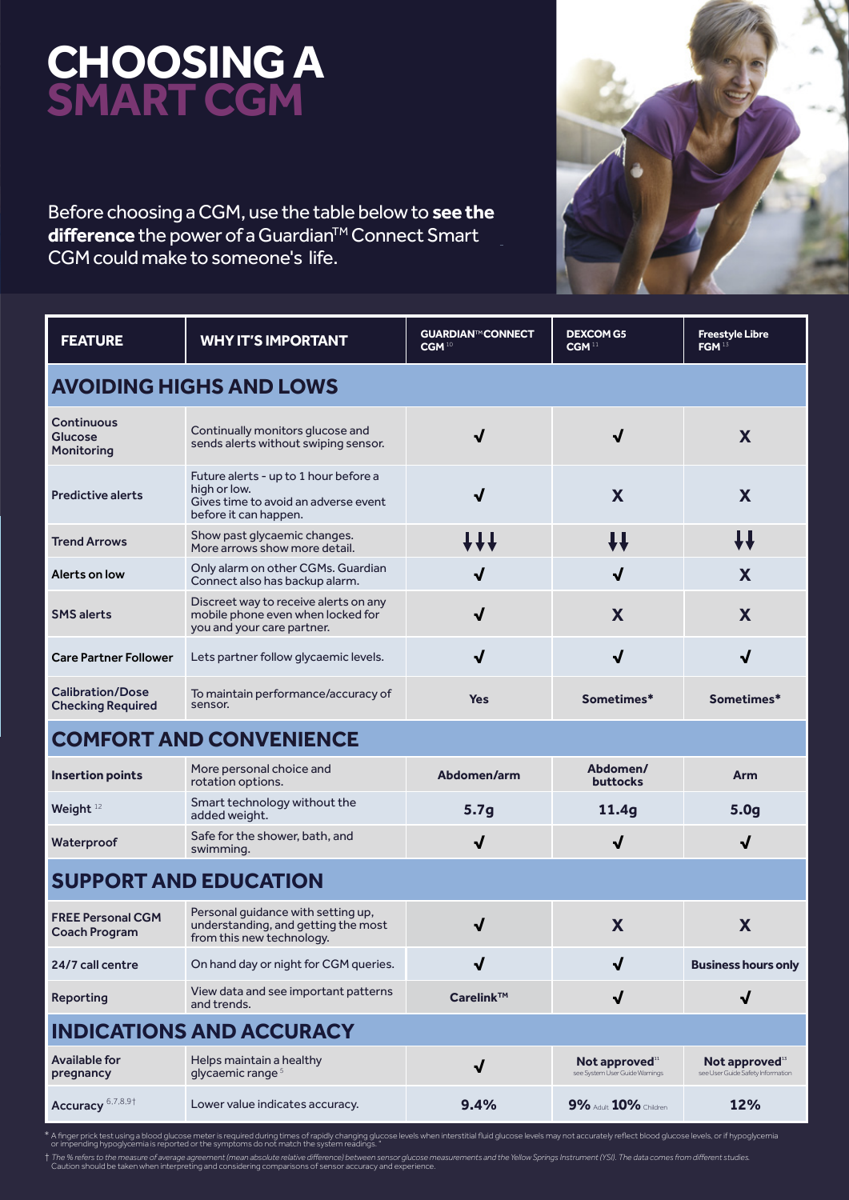# CHOOSING A SMART CGM

Before choosing a CGM, use the table below to **see the difference** the power of a Guardian™ Connect Smart CGM could make to someone's life.

| FEATURE | WHY IT'S IMPORTANT | GUARDIAN™ CONNECT CGM [10] | DEXCOM G5 CGM [11] | Freestyle Libre FGM [13] |
|---|---|---|---|---|
| **AVOIDING HIGHS AND LOWS** | | | | |
| Continuous Glucose Monitoring | Continually monitors glucose and sends alerts without swiping sensor. | ✓ | ✓ | X |
| Predictive alerts | Future alerts - up to 1 hour before a high or low. Gives time to avoid an adverse event before it can happen. | ✓ | X | X |
| Trend Arrows | Show past glycaemic changes. More arrows show more detail. | ↓↓↓ | ↓↓ | ↓↓ |
| Alerts on low | Only alarm on other CGMs. Guardian Connect also has backup alarm. | ✓ | ✓ | X |
| SMS alerts | Discreet way to receive alerts on any mobile phone even when locked for you and your care partner. | ✓ | X | X |
| Care Partner Follower | Lets partner follow glycaemic levels. | ✓ | ✓ | ✓ |
| Calibration/Dose Checking Required | To maintain performance/accuracy of sensor. | Yes | Sometimes* | Sometimes* |
| **COMFORT AND CONVENIENCE** | | | | |
| Insertion points | More personal choice and rotation options. | Abdomen/arm | Abdomen/ buttocks | Arm |
| Weight [12] | Smart technology without the added weight. | 5.7g | 11.4g | 5.0g |
| Waterproof | Safe for the shower, bath, and swimming. | ✓ | ✓ | ✓ |
| **SUPPORT AND EDUCATION** | | | | |
| FREE Personal CGM Coach Program | Personal guidance with setting up, understanding, and getting the most from this new technology. | ✓ | X | X |
| 24/7 call centre | On hand day or night for CGM queries. | ✓ | ✓ | Business hours only |
| Reporting | View data and see important patterns and trends. | Carelink™ | ✓ | ✓ |
| **INDICATIONS AND ACCURACY** | | | | |
| Available for pregnancy | Helps maintain a healthy glycaemic range [5] | ✓ | Not approved[11] see System User Guide Warnings | Not approved[13] see User Guide Safety Information |
| Accuracy [6,7,8,9†] | Lower value indicates accuracy. | 9.4% | 9% Adult 10% Children | 12% |

\* A finger prick test using a blood glucose meter is required during times of rapidly changing glucose levels when interstitial fluid glucose levels may not accurately reflect blood glucose levels, or if hypoglycemia or impending hypoglycemia is reported or the symptoms do not match the system readings.

† *The % refers to the measure of average agreement (mean absolute relative difference) between sensor glucose measurements and the Yellow Springs Instrument (YSI). The data comes from different studies.* Caution should be taken when interpreting and considering comparisons of sensor accuracy and experience.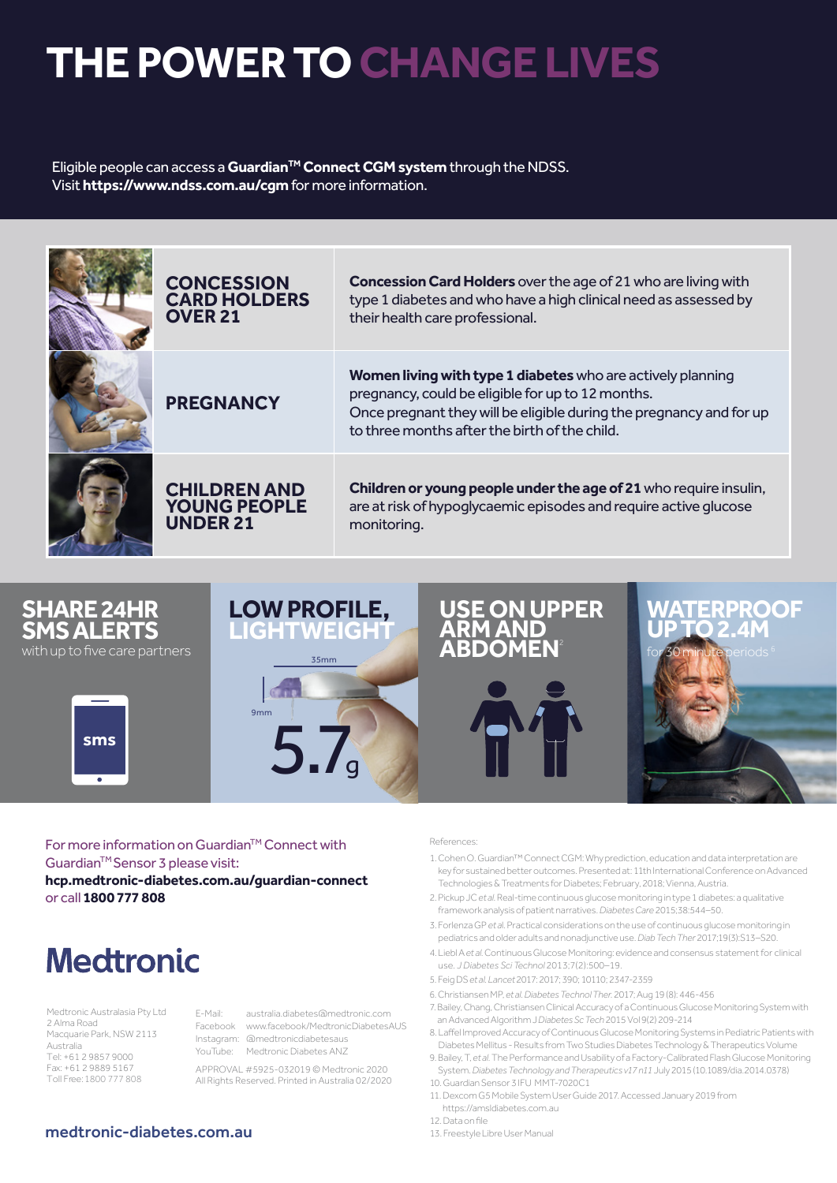# THE POWER TO CHANGE LIVES

Eligible people can access a **Guardian™ Connect CGM system** through the NDSS. Visit **https://www.ndss.com.au/cgm** for more information.

| | |
|---|---|
| **CONCESSION CARD HOLDERS OVER 21** | **Concession Card Holders** over the age of 21 who are living with type 1 diabetes and who have a high clinical need as assessed by their health care professional. |
| **PREGNANCY** | **Women living with type 1 diabetes** who are actively planning pregnancy, could be eligible for up to 12 months. Once pregnant they will be eligible during the pregnancy and for up to three months after the birth of the child. |
| **CHILDREN AND YOUNG PEOPLE UNDER 21** | **Children or young people under the age of 21** who require insulin, are at risk of hypoglycaemic episodes and require active glucose monitoring. |

## SHARE 24HR SMS ALERTS

with up to five care partners

sms

## LOW PROFILE, LIGHTWEIGHT

35mm

9mm

5.7g

## USE ON UPPER ARM AND ABDOMEN[2]

## WATERPROOF UP TO 2.4M

for 30 minute periods [5]

For more information on Guardian™ Connect with Guardian™ Sensor 3 please visit: **hcp.medtronic-diabetes.com.au/guardian-connect** or call **1800 777 808**

**Medtronic**

Medtronic Australasia Pty Ltd
2 Alma Road
Macquarie Park, NSW 2113
Australia
Tel: +61 2 9857 9000
Fax: +61 2 9889 5167
Toll Free: 1800 777 808

E-Mail: australia.diabetes@medtronic.com
Facebook: www.facebook/MedtronicDiabetesAUS
Instagram: @medtronicdiabetesaus
YouTube: Medtronic Diabetes ANZ

APPROVAL #5925-032019 © Medtronic 2020
All Rights Reserved. Printed in Australia 02/2020

**medtronic-diabetes.com.au**

References:

1. Cohen O. Guardian™ Connect CGM: Why prediction, education and data interpretation are key for sustained better outcomes. Presented at: 11th International Conference on Advanced Technologies & Treatments for Diabetes; February, 2018; Vienna, Austria.
2. Pickup JC *et al.* Real-time continuous glucose monitoring in type 1 diabetes: a qualitative framework analysis of patient narratives. *Diabetes Care* 2015;38:544–50.
3. Forlenza GP *et al.* Practical considerations on the use of continuous glucose monitoring in pediatrics and older adults and nonadjunctive use. *Diab Tech Ther* 2017;19(3):S13–S20.
4. Liebl A *et al.* Continuous Glucose Monitoring: evidence and consensus statement for clinical use. *J Diabetes Sci Technol* 2013;7(2):500–19.
5. Feig DS *et al. Lancet* 2017: 2017; 390; 10110; 2347-2359
6. Christiansen MP, *et al. Diabetes Technol Ther.* 2017; Aug 19 (8): 446-456
7. Bailey, Chang, Christiansen Clinical Accuracy of a Continuous Glucose Monitoring System with an Advanced Algorithm *J Diabetes Sc Tech* 2015 Vol 9(2) 209-214
8. Laffel Improved Accuracy of Continuous Glucose Monitoring Systems in Pediatric Patients with Diabetes Mellitus - Results from Two Studies Diabetes Technology & Therapeutics Volume
9. Bailey, T, *et al.* The Performance and Usability of a Factory-Calibrated Flash Glucose Monitoring System. *Diabetes Technology and Therapeutics v17 n11* July 2015 (10.1089/dia.2014.0378)
10. Guardian Sensor 3 IFU MMT-7020C1
11. Dexcom G5 Mobile System User Guide 2017. Accessed January 2019 from https://amsldiabetes.com.au
12. Data on file
13. Freestyle Libre User Manual